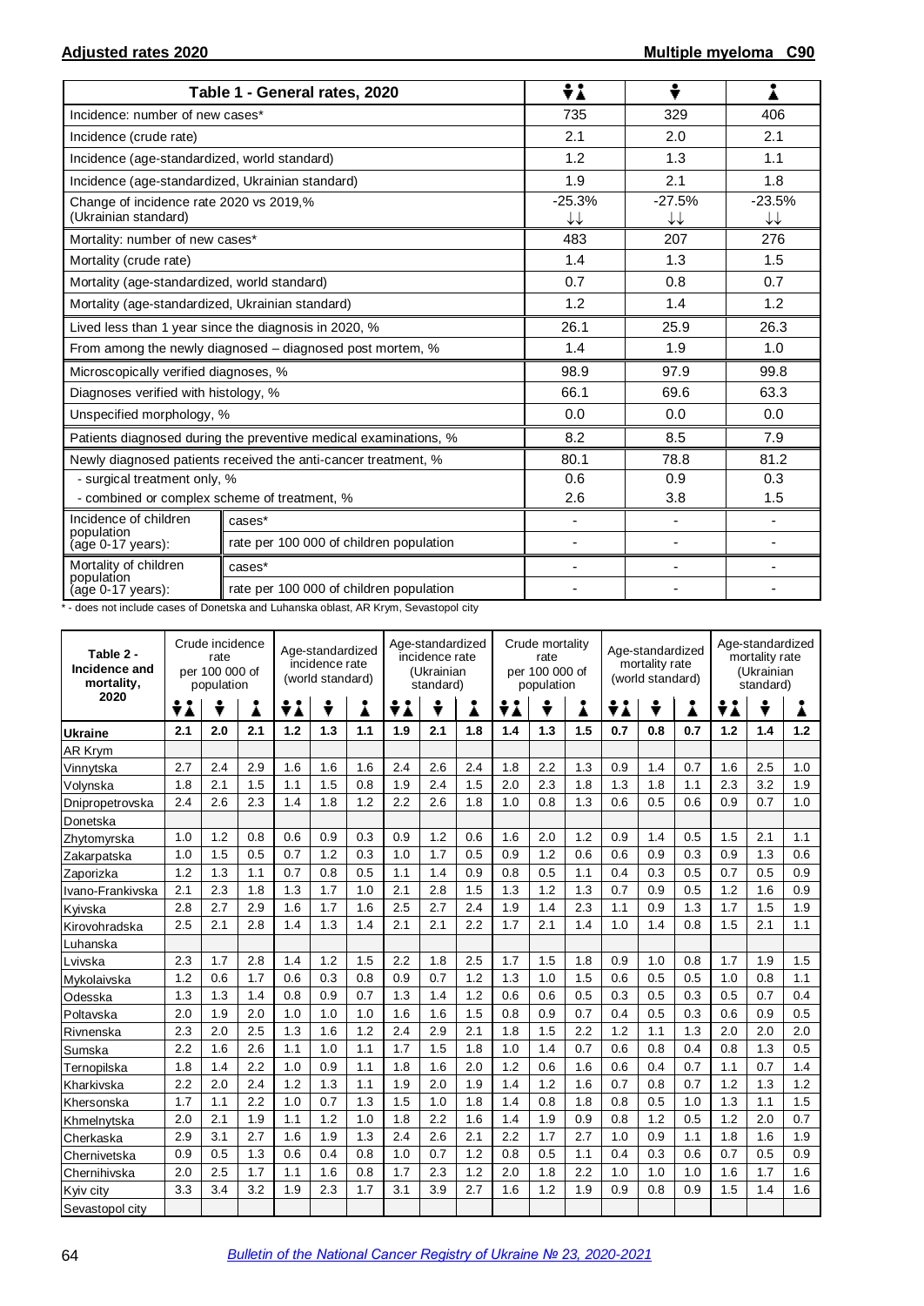Adjusted rates 2020 — Multiple myeloma C90

| Table 1 - General rates, 2020 | | Both sexes | Male | Female |
|---|---|---|---|---|
| Incidence: number of new cases* | | 735 | 329 | 406 |
| Incidence (crude rate) | | 2.1 | 2.0 | 2.1 |
| Incidence (age-standardized, world standard) | | 1.2 | 1.3 | 1.1 |
| Incidence (age-standardized, Ukrainian standard) | | 1.9 | 2.1 | 1.8 |
| Change of incidence rate 2020 vs 2019,% (Ukrainian standard) | | -25.3% ↓↓ | -27.5% ↓↓ | -23.5% ↓↓ |
| Mortality: number of new cases* | | 483 | 207 | 276 |
| Mortality (crude rate) | | 1.4 | 1.3 | 1.5 |
| Mortality (age-standardized, world standard) | | 0.7 | 0.8 | 0.7 |
| Mortality (age-standardized, Ukrainian standard) | | 1.2 | 1.4 | 1.2 |
| Lived less than 1 year since the diagnosis in 2020, % | | 26.1 | 25.9 | 26.3 |
| From among the newly diagnosed – diagnosed post mortem, % | | 1.4 | 1.9 | 1.0 |
| Microscopically verified diagnoses, % | | 98.9 | 97.9 | 99.8 |
| Diagnoses verified with histology, % | | 66.1 | 69.6 | 63.3 |
| Unspecified morphology, % | | 0.0 | 0.0 | 0.0 |
| Patients diagnosed during the preventive medical examinations, % | | 8.2 | 8.5 | 7.9 |
| Newly diagnosed patients received the anti-cancer treatment, % | | 80.1 | 78.8 | 81.2 |
| - surgical treatment only, % | | 0.6 | 0.9 | 0.3 |
| - combined or complex scheme of treatment, % | | 2.6 | 3.8 | 1.5 |
| Incidence of children population (age 0-17 years): | cases* | - | - | - |
| | rate per 100 000 of children population | - | - | - |
| Mortality of children population (age 0-17 years): | cases* | - | - | - |
| | rate per 100 000 of children population | - | - | - |

\* - does not include cases of Donetska and Luhanska oblast, AR Krym, Sevastopol city

| Table 2 - Incidence and mortality, 2020 | Crude incidence rate per 100 000 of population | | | Age-standardized incidence rate (world standard) | | | Age-standardized incidence rate (Ukrainian standard) | | | Crude mortality rate per 100 000 of population | | | Age-standardized mortality rate (world standard) | | | Age-standardized mortality rate (Ukrainian standard) | | |
|---|---|---|---|---|---|---|---|---|---|---|---|---|---|---|---|---|---|---|
| | Both | Male | Female | Both | Male | Female | Both | Male | Female | Both | Male | Female | Both | Male | Female | Both | Male | Female |
| **Ukraine** | **2.1** | **2.0** | **2.1** | **1.2** | **1.3** | **1.1** | **1.9** | **2.1** | **1.8** | **1.4** | **1.3** | **1.5** | **0.7** | **0.8** | **0.7** | **1.2** | **1.4** | **1.2** |
| AR Krym | | | | | | | | | | | | | | | | | | |
| Vinnytska | 2.7 | 2.4 | 2.9 | 1.6 | 1.6 | 1.6 | 2.4 | 2.6 | 2.4 | 1.8 | 2.2 | 1.3 | 0.9 | 1.4 | 0.7 | 1.6 | 2.5 | 1.0 |
| Volynska | 1.8 | 2.1 | 1.5 | 1.1 | 1.5 | 0.8 | 1.9 | 2.4 | 1.5 | 2.0 | 2.3 | 1.8 | 1.3 | 1.8 | 1.1 | 2.3 | 3.2 | 1.9 |
| Dnipropetrovska | 2.4 | 2.6 | 2.3 | 1.4 | 1.8 | 1.2 | 2.2 | 2.6 | 1.8 | 1.0 | 0.8 | 1.3 | 0.6 | 0.5 | 0.6 | 0.9 | 0.7 | 1.0 |
| Donetska | | | | | | | | | | | | | | | | | | |
| Zhytomyrska | 1.0 | 1.2 | 0.8 | 0.6 | 0.9 | 0.3 | 0.9 | 1.2 | 0.6 | 1.6 | 2.0 | 1.2 | 0.9 | 1.4 | 0.5 | 1.5 | 2.1 | 1.1 |
| Zakarpatska | 1.0 | 1.5 | 0.5 | 0.7 | 1.2 | 0.3 | 1.0 | 1.7 | 0.5 | 0.9 | 1.2 | 0.6 | 0.6 | 0.9 | 0.3 | 0.9 | 1.3 | 0.6 |
| Zaporizka | 1.2 | 1.3 | 1.1 | 0.7 | 0.8 | 0.5 | 1.1 | 1.4 | 0.9 | 0.8 | 0.5 | 1.1 | 0.4 | 0.3 | 0.5 | 0.7 | 0.5 | 0.9 |
| Ivano-Frankivska | 2.1 | 2.3 | 1.8 | 1.3 | 1.7 | 1.0 | 2.1 | 2.8 | 1.5 | 1.3 | 1.2 | 1.3 | 0.7 | 0.9 | 0.5 | 1.2 | 1.6 | 0.9 |
| Kyivska | 2.8 | 2.7 | 2.9 | 1.6 | 1.7 | 1.6 | 2.5 | 2.7 | 2.4 | 1.9 | 1.4 | 2.3 | 1.1 | 0.9 | 1.3 | 1.7 | 1.5 | 1.9 |
| Kirovohradska | 2.5 | 2.1 | 2.8 | 1.4 | 1.3 | 1.4 | 2.1 | 2.1 | 2.2 | 1.7 | 2.1 | 1.4 | 1.0 | 1.4 | 0.8 | 1.5 | 2.1 | 1.1 |
| Luhanska | | | | | | | | | | | | | | | | | | |
| Lvivska | 2.3 | 1.7 | 2.8 | 1.4 | 1.2 | 1.5 | 2.2 | 1.8 | 2.5 | 1.7 | 1.5 | 1.8 | 0.9 | 1.0 | 0.8 | 1.7 | 1.9 | 1.5 |
| Mykolaivska | 1.2 | 0.6 | 1.7 | 0.6 | 0.3 | 0.8 | 0.9 | 0.7 | 1.2 | 1.3 | 1.0 | 1.5 | 0.6 | 0.5 | 0.5 | 1.0 | 0.8 | 1.1 |
| Odesska | 1.3 | 1.3 | 1.4 | 0.8 | 0.9 | 0.7 | 1.3 | 1.4 | 1.2 | 0.6 | 0.6 | 0.5 | 0.3 | 0.5 | 0.3 | 0.5 | 0.7 | 0.4 |
| Poltavska | 2.0 | 1.9 | 2.0 | 1.0 | 1.0 | 1.0 | 1.6 | 1.6 | 1.5 | 0.8 | 0.9 | 0.7 | 0.4 | 0.5 | 0.3 | 0.6 | 0.9 | 0.5 |
| Rivnenska | 2.3 | 2.0 | 2.5 | 1.3 | 1.6 | 1.2 | 2.4 | 2.9 | 2.1 | 1.8 | 1.5 | 2.2 | 1.2 | 1.1 | 1.3 | 2.0 | 2.0 | 2.0 |
| Sumska | 2.2 | 1.6 | 2.6 | 1.1 | 1.0 | 1.1 | 1.7 | 1.5 | 1.8 | 1.0 | 1.4 | 0.7 | 0.6 | 0.8 | 0.4 | 0.8 | 1.3 | 0.5 |
| Ternopilska | 1.8 | 1.4 | 2.2 | 1.0 | 0.9 | 1.1 | 1.8 | 1.6 | 2.0 | 1.2 | 0.6 | 1.6 | 0.6 | 0.4 | 0.7 | 1.1 | 0.7 | 1.4 |
| Kharkivska | 2.2 | 2.0 | 2.4 | 1.2 | 1.3 | 1.1 | 1.9 | 2.0 | 1.9 | 1.4 | 1.2 | 1.6 | 0.7 | 0.8 | 0.7 | 1.2 | 1.3 | 1.2 |
| Khersonska | 1.7 | 1.1 | 2.2 | 1.0 | 0.7 | 1.3 | 1.5 | 1.0 | 1.8 | 1.4 | 0.8 | 1.8 | 0.8 | 0.5 | 1.0 | 1.3 | 1.1 | 1.5 |
| Khmelnytska | 2.0 | 2.1 | 1.9 | 1.1 | 1.2 | 1.0 | 1.8 | 2.2 | 1.6 | 1.4 | 1.9 | 0.9 | 0.8 | 1.2 | 0.5 | 1.2 | 2.0 | 0.7 |
| Cherkaska | 2.9 | 3.1 | 2.7 | 1.6 | 1.9 | 1.3 | 2.4 | 2.6 | 2.1 | 2.2 | 1.7 | 2.7 | 1.0 | 0.9 | 1.1 | 1.8 | 1.6 | 1.9 |
| Chernivetska | 0.9 | 0.5 | 1.3 | 0.6 | 0.4 | 0.8 | 1.0 | 0.7 | 1.2 | 0.8 | 0.5 | 1.1 | 0.4 | 0.3 | 0.6 | 0.7 | 0.5 | 0.9 |
| Chernihivska | 2.0 | 2.5 | 1.7 | 1.1 | 1.6 | 0.8 | 1.7 | 2.3 | 1.2 | 2.0 | 1.8 | 2.2 | 1.0 | 1.0 | 1.0 | 1.6 | 1.7 | 1.6 |
| Kyiv city | 3.3 | 3.4 | 3.2 | 1.9 | 2.3 | 1.7 | 3.1 | 3.9 | 2.7 | 1.6 | 1.2 | 1.9 | 0.9 | 0.8 | 0.9 | 1.5 | 1.4 | 1.6 |
| Sevastopol city | | | | | | | | | | | | | | | | | | |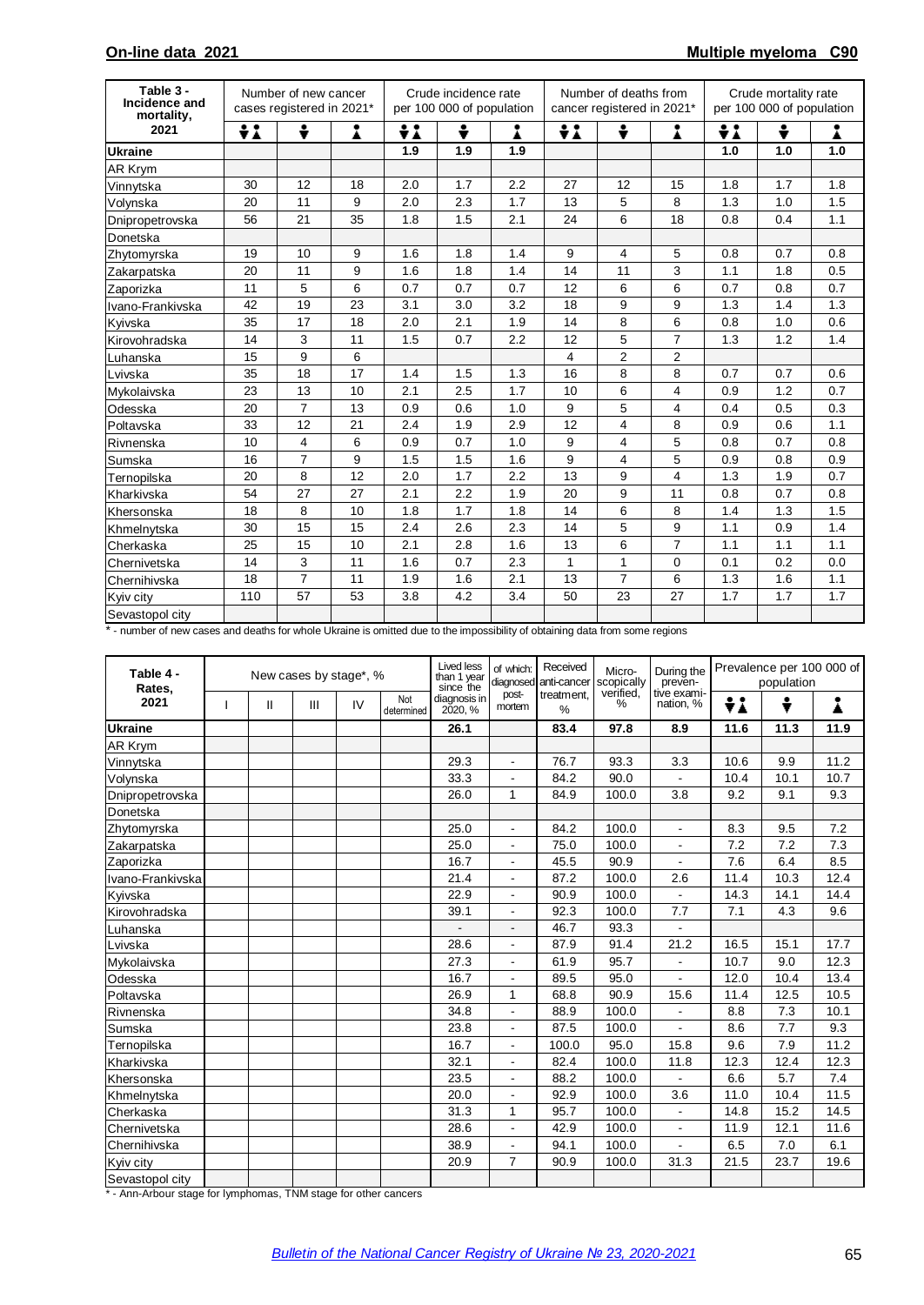**On-line data 2021** **Multiple myeloma C90**

| Table 3 - Incidence and mortality, 2021 | Number of new cancer cases registered in 2021* | | | Crude incidence rate per 100 000 of population | | | Number of deaths from cancer registered in 2021* | | | Crude mortality rate per 100 000 of population | | |
|---|---|---|---|---|---|---|---|---|---|---|---|---|
| | Both sexes | Male | Female | Both sexes | Male | Female | Both sexes | Male | Female | Both sexes | Male | Female |
| **Ukraine** | | | | **1.9** | **1.9** | **1.9** | | | | **1.0** | **1.0** | **1.0** |
| AR Krym | | | | | | | | | | | | |
| Vinnytska | 30 | 12 | 18 | 2.0 | 1.7 | 2.2 | 27 | 12 | 15 | 1.8 | 1.7 | 1.8 |
| Volynska | 20 | 11 | 9 | 2.0 | 2.3 | 1.7 | 13 | 5 | 8 | 1.3 | 1.0 | 1.5 |
| Dnipropetrovska | 56 | 21 | 35 | 1.8 | 1.5 | 2.1 | 24 | 6 | 18 | 0.8 | 0.4 | 1.1 |
| Donetska | | | | | | | | | | | | |
| Zhytomyrska | 19 | 10 | 9 | 1.6 | 1.8 | 1.4 | 9 | 4 | 5 | 0.8 | 0.7 | 0.8 |
| Zakarpatska | 20 | 11 | 9 | 1.6 | 1.8 | 1.4 | 14 | 11 | 3 | 1.1 | 1.8 | 0.5 |
| Zaporizka | 11 | 5 | 6 | 0.7 | 0.7 | 0.7 | 12 | 6 | 6 | 0.7 | 0.8 | 0.7 |
| Ivano-Frankivska | 42 | 19 | 23 | 3.1 | 3.0 | 3.2 | 18 | 9 | 9 | 1.3 | 1.4 | 1.3 |
| Kyivska | 35 | 17 | 18 | 2.0 | 2.1 | 1.9 | 14 | 8 | 6 | 0.8 | 1.0 | 0.6 |
| Kirovohradska | 14 | 3 | 11 | 1.5 | 0.7 | 2.2 | 12 | 5 | 7 | 1.3 | 1.2 | 1.4 |
| Luhanska | 15 | 9 | 6 | | | | 4 | 2 | 2 | | | |
| Lvivska | 35 | 18 | 17 | 1.4 | 1.5 | 1.3 | 16 | 8 | 8 | 0.7 | 0.7 | 0.6 |
| Mykolaivska | 23 | 13 | 10 | 2.1 | 2.5 | 1.7 | 10 | 6 | 4 | 0.9 | 1.2 | 0.7 |
| Odesska | 20 | 7 | 13 | 0.9 | 0.6 | 1.0 | 9 | 5 | 4 | 0.4 | 0.5 | 0.3 |
| Poltavska | 33 | 12 | 21 | 2.4 | 1.9 | 2.9 | 12 | 4 | 8 | 0.9 | 0.6 | 1.1 |
| Rivnenska | 10 | 4 | 6 | 0.9 | 0.7 | 1.0 | 9 | 4 | 5 | 0.8 | 0.7 | 0.8 |
| Sumska | 16 | 7 | 9 | 1.5 | 1.5 | 1.6 | 9 | 4 | 5 | 0.9 | 0.8 | 0.9 |
| Ternopilska | 20 | 8 | 12 | 2.0 | 1.7 | 2.2 | 13 | 9 | 4 | 1.3 | 1.9 | 0.7 |
| Kharkivska | 54 | 27 | 27 | 2.1 | 2.2 | 1.9 | 20 | 9 | 11 | 0.8 | 0.7 | 0.8 |
| Khersonska | 18 | 8 | 10 | 1.8 | 1.7 | 1.8 | 14 | 6 | 8 | 1.4 | 1.3 | 1.5 |
| Khmelnytska | 30 | 15 | 15 | 2.4 | 2.6 | 2.3 | 14 | 5 | 9 | 1.1 | 0.9 | 1.4 |
| Cherkaska | 25 | 15 | 10 | 2.1 | 2.8 | 1.6 | 13 | 6 | 7 | 1.1 | 1.1 | 1.1 |
| Chernivetska | 14 | 3 | 11 | 1.6 | 0.7 | 2.3 | 1 | 1 | 0 | 0.1 | 0.2 | 0.0 |
| Chernihivska | 18 | 7 | 11 | 1.9 | 1.6 | 2.1 | 13 | 7 | 6 | 1.3 | 1.6 | 1.1 |
| Kyiv city | 110 | 57 | 53 | 3.8 | 4.2 | 3.4 | 50 | 23 | 27 | 1.7 | 1.7 | 1.7 |
| Sevastopol city | | | | | | | | | | | | |

\* - number of new cases and deaths for whole Ukraine is omitted due to the impossibility of obtaining data from some regions

| Table 4 - Rates, 2021 | New cases by stage*, % | | | | | Lived less than 1 year since the diagnosis in 2020, % | of which: diagnosed post-mortem | Received anti-cancer treatment, % | Micro-scopically verified, % | During the preventive examination, % | Prevalence per 100 000 of population | | |
|---|---|---|---|---|---|---|---|---|---|---|---|---|---|
| | I | II | III | IV | Not determined | | | | | | Both sexes | Male | Female |
| **Ukraine** | | | | | | **26.1** | | **83.4** | **97.8** | **8.9** | **11.6** | **11.3** | **11.9** |
| AR Krym | | | | | | | | | | | | | |
| Vinnytska | | | | | | 29.3 | - | 76.7 | 93.3 | 3.3 | 10.6 | 9.9 | 11.2 |
| Volynska | | | | | | 33.3 | - | 84.2 | 90.0 | - | 10.4 | 10.1 | 10.7 |
| Dnipropetrovska | | | | | | 26.0 | 1 | 84.9 | 100.0 | 3.8 | 9.2 | 9.1 | 9.3 |
| Donetska | | | | | | | | | | | | | |
| Zhytomyrska | | | | | | 25.0 | - | 84.2 | 100.0 | - | 8.3 | 9.5 | 7.2 |
| Zakarpatska | | | | | | 25.0 | - | 75.0 | 100.0 | - | 7.2 | 7.2 | 7.3 |
| Zaporizka | | | | | | 16.7 | - | 45.5 | 90.9 | - | 7.6 | 6.4 | 8.5 |
| Ivano-Frankivska | | | | | | 21.4 | - | 87.2 | 100.0 | 2.6 | 11.4 | 10.3 | 12.4 |
| Kyivska | | | | | | 22.9 | - | 90.9 | 100.0 | - | 14.3 | 14.1 | 14.4 |
| Kirovohradska | | | | | | 39.1 | - | 92.3 | 100.0 | 7.7 | 7.1 | 4.3 | 9.6 |
| Luhanska | | | | | | - | - | 46.7 | 93.3 | - | | | |
| Lvivska | | | | | | 28.6 | - | 87.9 | 91.4 | 21.2 | 16.5 | 15.1 | 17.7 |
| Mykolaivska | | | | | | 27.3 | - | 61.9 | 95.7 | - | 10.7 | 9.0 | 12.3 |
| Odesska | | | | | | 16.7 | - | 89.5 | 95.0 | - | 12.0 | 10.4 | 13.4 |
| Poltavska | | | | | | 26.9 | 1 | 68.8 | 90.9 | 15.6 | 11.4 | 12.5 | 10.5 |
| Rivnenska | | | | | | 34.8 | - | 88.9 | 100.0 | - | 8.8 | 7.3 | 10.1 |
| Sumska | | | | | | 23.8 | - | 87.5 | 100.0 | - | 8.6 | 7.7 | 9.3 |
| Ternopilska | | | | | | 16.7 | - | 100.0 | 95.0 | 15.8 | 9.6 | 7.9 | 11.2 |
| Kharkivska | | | | | | 32.1 | - | 82.4 | 100.0 | 11.8 | 12.3 | 12.4 | 12.3 |
| Khersonska | | | | | | 23.5 | - | 88.2 | 100.0 | - | 6.6 | 5.7 | 7.4 |
| Khmelnytska | | | | | | 20.0 | - | 92.9 | 100.0 | 3.6 | 11.0 | 10.4 | 11.5 |
| Cherkaska | | | | | | 31.3 | 1 | 95.7 | 100.0 | - | 14.8 | 15.2 | 14.5 |
| Chernivetska | | | | | | 28.6 | - | 42.9 | 100.0 | - | 11.9 | 12.1 | 11.6 |
| Chernihivska | | | | | | 38.9 | - | 94.1 | 100.0 | - | 6.5 | 7.0 | 6.1 |
| Kyiv city | | | | | | 20.9 | 7 | 90.9 | 100.0 | 31.3 | 21.5 | 23.7 | 19.6 |
| Sevastopol city | | | | | | | | | | | | | |

\* - Ann-Arbour stage for lymphomas, TNM stage for other cancers